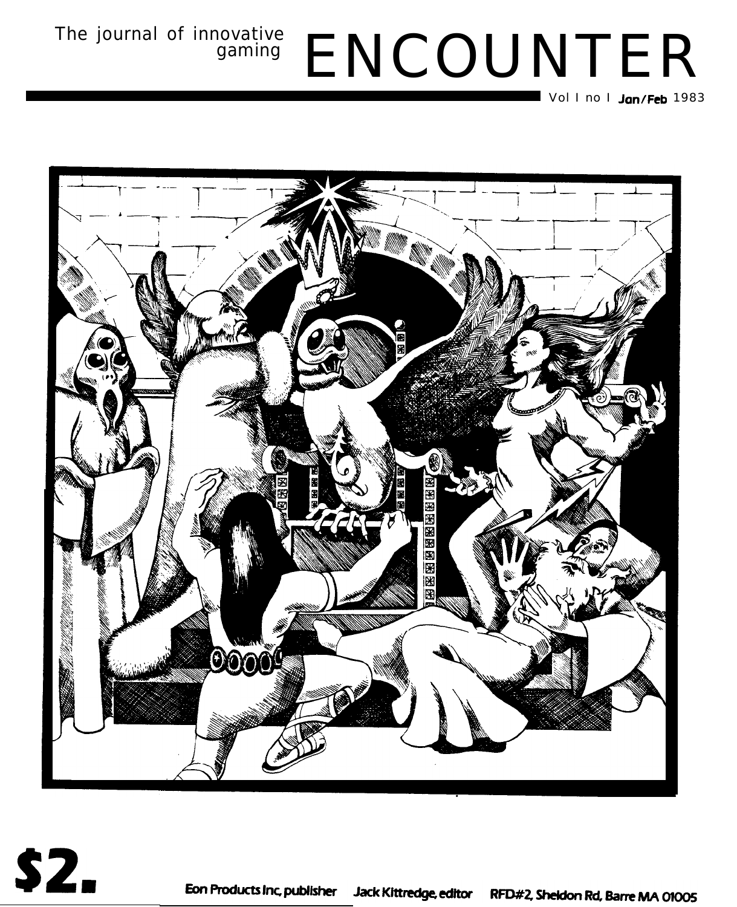The journal of innovative gaming

# ENCOUNTER

Vol I no I **Jan/Feb** 1983

**$2.**

**Eon Products Inc, publisher Jack Kittredge, editor RFD#2, Sheldon Rd, Barre MA 01005**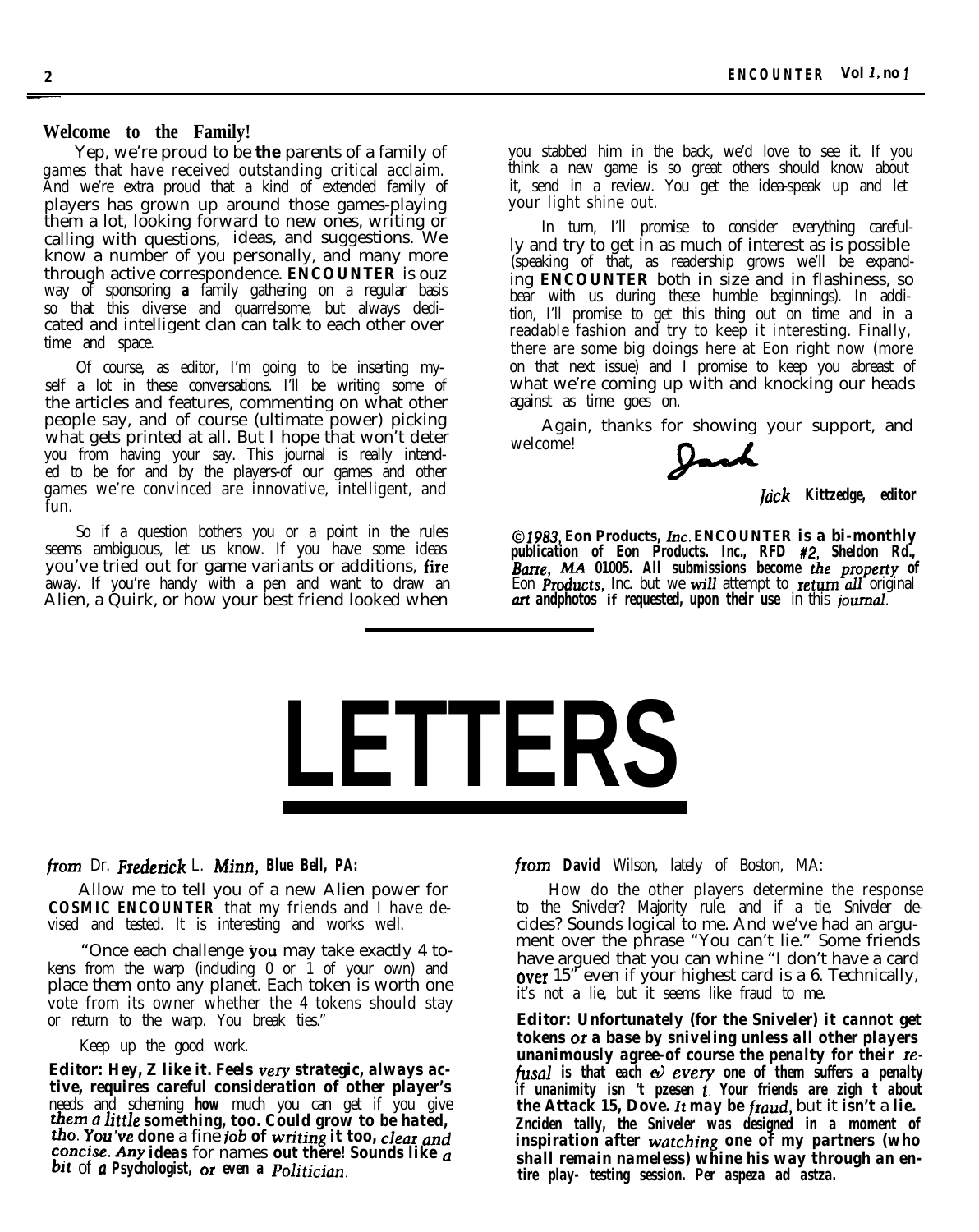## Welcome to the Family!

Yep, we're proud to be **the** parents of a family of games that have received outstanding critical acclaim. And we're extra proud that a kind of extended family of players has grown up around those games-playing them a lot, looking forward to new ones, writing or calling with questions, ideas, and suggestions. We know a number of you personally, and many more through active correspondence. **ENCOUNTER** is ouz way of sponsoring **a** family gathering on a regular basis so that this diverse and quarrelsome, but always dedicated and intelligent clan can talk to each other over time and space.

Of course, as editor, I'm going to be inserting myself a lot in these conversations. I'll be writing some of the articles and features, commenting on what other people say, and of course (ultimate power) picking what gets printed at all. But I hope that won't deter you from having your say. This journal is really intended to be for and by the players-of our games and other games we're convinced are innovative, intelligent, and fun.

So if a question bothers you or a point in the rules seems ambiguous, let us know. If you have some ideas you've tried out for game variants or additions, fire away. If you're handy with a pen and want to draw an Alien, a Quirk, or how your best friend looked when you stabbed him in the back, we'd love to see it. If you think a new game is so great others should know about it, send in a review. You get the idea-speak up and let your light shine out.

In turn, I'll promise to consider everything carefully and try to get in as much of interest as is possible (speaking of that, as readership grows we'll be expanding **ENCOUNTER** both in size and in flashiness, so bear with us during these humble beginnings). In addition, I'll promise to get this thing out on time and in a readable fashion and try to keep it interesting. Finally, there are some big doings here at Eon right now (more on that next issue) and I promise to keep you abreast of what we're coming up with and knocking our heads against as time goes on.

Again, thanks for showing your support, and welcome!

Jack

*Jack* **Kittzedge, editor**

*©1983*, **Eon Products, *Inc*. ENCOUNTER is a bi-monthly publication of Eon Products. Inc., RFD #2, Sheldon Rd., *Barre, MA* 01005. All submissions become *the property* of** Eon *Products*, Inc. but we *will* attempt to *return all* original ***art* andphotos if requested, upon their use** in this *journal*.

# LETTERS

*from* Dr. *Frederick* L. *Minn*, **Blue Bell, PA:**

Allow me to tell you of a new Alien power for **COSMIC ENCOUNTER** that my friends and I have devised and tested. It is interesting and works well.

"Once each challenge you may take exactly 4 tokens from the warp (including 0 or 1 of your own) and place them onto any planet. Each token is worth one vote from its owner whether the 4 tokens should stay or return to the warp. You break ties."

Keep up the good work.

**Editor: Hey, Z like it. Feels *very* strategic, always active, requires careful consideration of other player's** needs and scheming **how** much you can get if you give ***them a little*** **something, too. Could grow to be hated,** *tho*. ***You've*** **done** a fine *job* **of *writing* it too, *clear and concise*. *Any* ideas** for names **out there! Sounds like *a bit*** of ***a* Psychologist, *or* even a** *Politician*.

*from* **David** Wilson, lately of Boston, MA:

How do the other players determine the response to the Sniveler? Majority rule, and if a tie, Sniveler decides? Sounds logical to me. And we've had an argument over the phrase "You can't lie." Some friends have argued that you can whine "I don't have a card over 15" even if your highest card is a 6. Technically, it's not a lie, but it seems like fraud to me.

**Editor: Unfortunately (for the Sniveler) it cannot get tokens *or* a base by sniveling unless all other players unanimously agree-of course the penalty for their *refusal* is that each *&* *every* one of them suffers a penalty if unanimity isn 't pzesen *t*. Your friends are zigh t about the Attack 15, Dove. *It* may be *fraud*,** but it **isn't** a **lie. Znciden tally, the Sniveler was designed in a moment of inspiration after *watching* one of my partners (who shall remain nameless) whine his way through an entire play- testing session. Per aspeza ad astza.**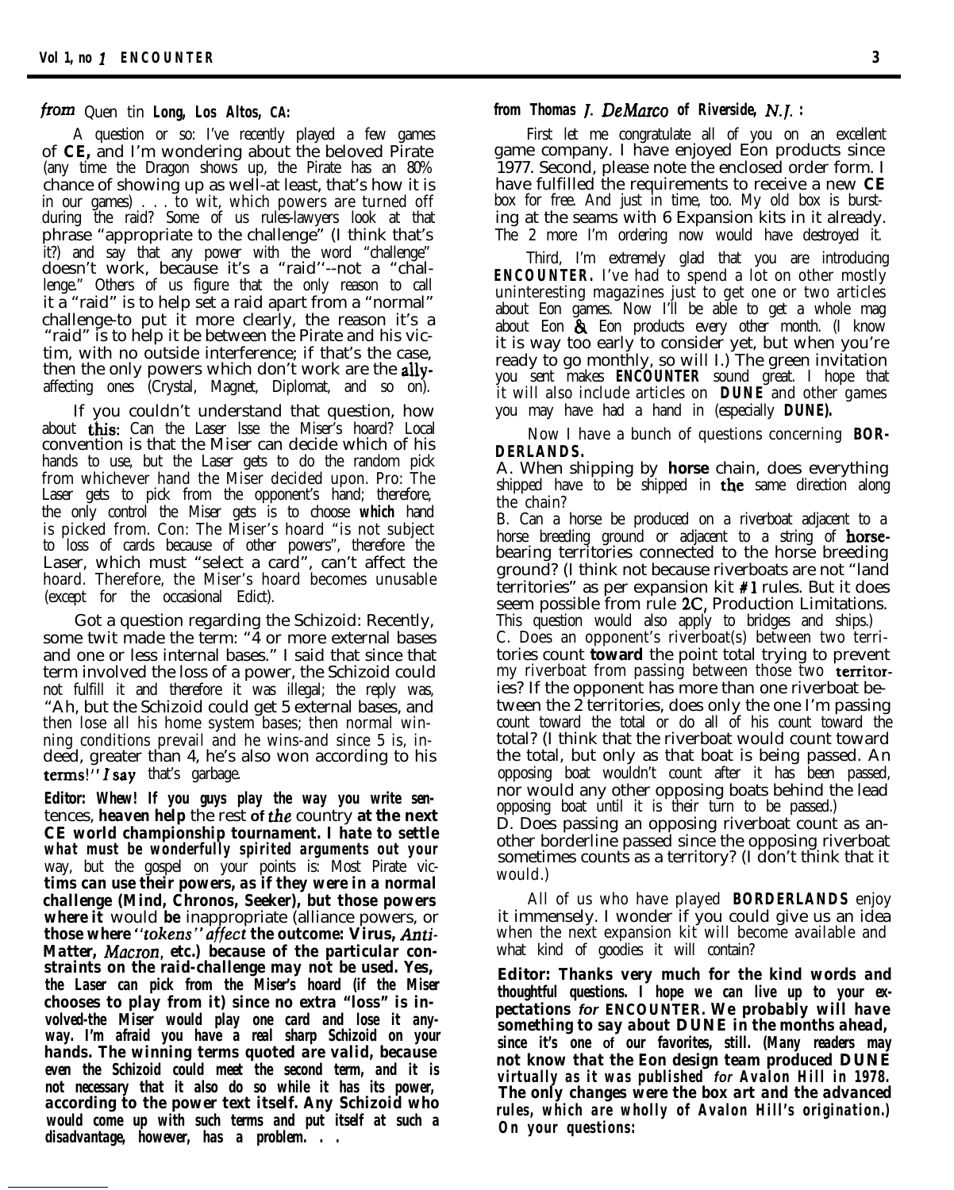*from* Quentin **Long, Los Altos, CA:**

A question or so: I've recently played a few games of **CE,** and I'm wondering about the beloved Pirate (any time the Dragon shows up, the Pirate has an 80% chance of showing up as well-at least, that's how it is in our games) . . . to wit, which powers are turned off during the raid? Some of us rules-lawyers look at that phrase "appropriate to the challenge" (I think that's it?) and say that any power with the word "challenge" doesn't work, because it's a "raid"--not a "challenge." Others of us figure that the only reason to call it a "raid" is to help set a raid apart from a "normal" challenge-to put it more clearly, the reason it's a "raid" is to help it be between the Pirate and his victim, with no outside interference; if that's the case, then the only powers which don't work are the ally-affecting ones (Crystal, Magnet, Diplomat, and so on).

If you couldn't understand that question, how about this: Can the Laser lsse the Miser's hoard? Local convention is that the Miser can decide which of his hands to use, but the Laser gets to do the random pick from whichever hand the Miser decided upon. Pro: The Laser gets to pick from the opponent's hand; therefore, the only control the Miser gets is to choose **which** hand is picked from. Con: The Miser's hoard "is not subject to loss of cards because of other powers", therefore the Laser, which must "select a card", can't affect the hoard. Therefore, the Miser's hoard becomes unusable (except for the occasional Edict).

Got a question regarding the Schizoid: Recently, some twit made the term: "4 or more external bases and one or less internal bases." I said that since that term involved the loss of a power, the Schizoid could not fulfill it and therefore it was illegal; the reply was, "Ah, but the Schizoid could get 5 external bases, and then lose all his home system bases; then normal winning conditions prevail and he wins-and since 5 is, indeed, greater than 4, he's also won according to his terms!" *I say* that's garbage.

**Editor: Whew! If you guys play the way you write sentences, heaven help the rest of *the* country at the next CE world championship tournament. I hate to settle what must be wonderfully spirited arguments out your way, but the gospel on your points is: Most Pirate victims can use their powers, as if they were in a normal challenge (Mind, Chronos, Seeker), but those powers where it would be inappropriate (alliance powers, or those where *"tokens" affect* the outcome: Virus, *Anti*-Matter, *Macron*, etc.) because of the particular constraints on the raid-challenge may not be used. Yes, the Laser can pick from the Miser's hoard (if the Miser chooses to play from it) since no extra "loss" is involved-the Miser would play one card and lose it anyway. I'm afraid you have a real sharp Schizoid on your hands. The winning terms quoted are valid, because even the Schizoid could meet the second term, and it is not necessary that it also do so while it has its power, according to the power text itself. Any Schizoid who would come up with such terms and put itself at such a disadvantage, however, has a problem. . .**

**from Thomas *J. DeMarco* of Riverside, *N.J.* :**

First let me congratulate all of you on an excellent game company. I have enjoyed Eon products since 1977. Second, please note the enclosed order form. I have fulfilled the requirements to receive a new **CE** box for free. And just in time, too. My old box is bursting at the seams with 6 Expansion kits in it already. The 2 more I'm ordering now would have destroyed it.

Third, I'm extremely glad that you are introducing **ENCOUNTER.** I've had to spend a lot on other mostly uninteresting magazines just to get one or two articles about Eon games. Now I'll be able to get a whole mag about Eon & Eon products every other month. (I know it is way too early to consider yet, but when you're ready to go monthly, so will I.) The green invitation you sent makes **ENCOUNTER** sound great. I hope that it will also include articles on **DUNE** and other games you may have had a hand in (especially **DUNE).**

Now I have a bunch of questions concerning **BORDERLANDS.**

A. When shipping by **horse** chain, does everything shipped have to be shipped in the same direction along the chain?

B. Can a horse be produced on a riverboat adjacent to a horse breeding ground or adjacent to a string of horse-bearing territories connected to the horse breeding ground? (I think not because riverboats are not "land territories" as per expansion kit #1 rules. But it does seem possible from rule 2C, Production Limitations. This question would also apply to bridges and ships.)

C. Does an opponent's riverboat(s) between two territories count **toward** the point total trying to prevent my riverboat from passing between those two territories? If the opponent has more than one riverboat between the 2 territories, does only the one I'm passing count toward the total or do all of his count toward the total? (I think that the riverboat would count toward the total, but only as that boat is being passed. An opposing boat wouldn't count after it has been passed, nor would any other opposing boats behind the lead opposing boat until it is their turn to be passed.)

D. Does passing an opposing riverboat count as another borderline passed since the opposing riverboat sometimes counts as a territory? (I don't think that it would.)

All of us who have played **BORDERLANDS** enjoy it immensely. I wonder if you could give us an idea when the next expansion kit will become available and what kind of goodies it will contain?

**Editor: Thanks very much for the kind words and thoughtful questions. I hope we can live up to your expectations *for* ENCOUNTER. We probably will have something to say about DUNE in the months ahead, since it's one of our favorites, still. (Many readers may not know that the Eon design team produced DUNE virtually as it was published *for* Avalon Hill in 1978. The only changes were the box art and the advanced rules, which are wholly of Avalon Hill's origination.) On your questions:**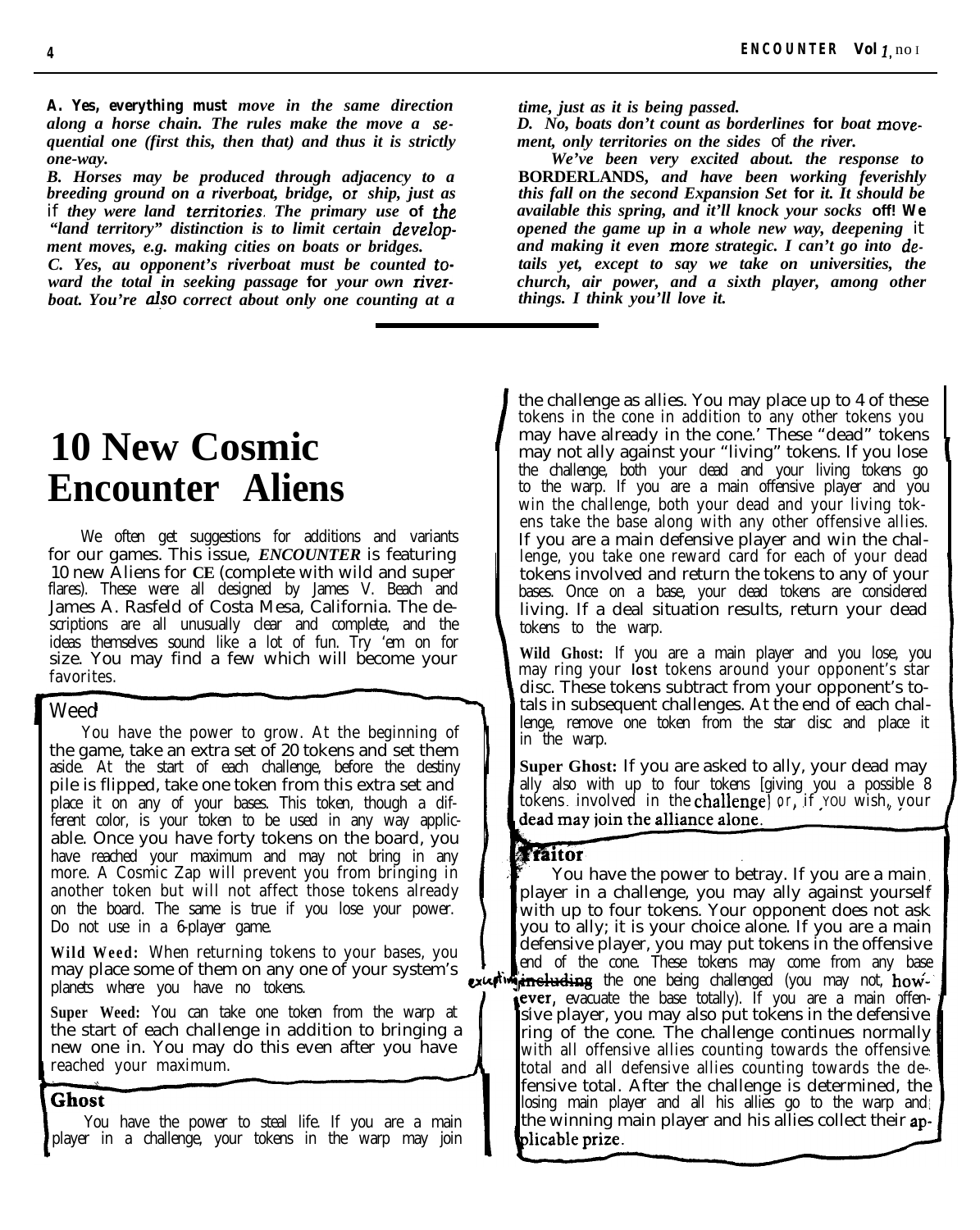*A. Yes, everything must move in the same direction along a horse chain. The rules make the move a sequential one (first this, then that) and thus it is strictly one-way.*

*B. Horses may be produced through adjacency to a breeding ground on a riverboat, bridge, or ship, just as if they were land territories. The primary use of the "land territory" distinction is to limit certain development moves, e.g. making cities on boats or bridges.*

*C. Yes, au opponent's riverboat must be counted toward the total in seeking passage for your own riverboat. You're also correct about only one counting at a time, just as it is being passed.*

*D. No, boats don't count as borderlines for boat movement, only territories on the sides of the river.*

*We've been very excited about. the response to BORDERLANDS, and have been working feverishly this fall on the second Expansion Set for it. It should be available this spring, and it'll knock your socks off! We opened the game up in a whole new way, deepening it and making it even more strategic. I can't go into details yet, except to say we take on universities, the church, air power, and a sixth player, among other things. I think you'll love it.*

# 10 New Cosmic Encounter Aliens

We often get suggestions for additions and variants for our games. This issue, ***ENCOUNTER*** is featuring 10 new Aliens for **CE** (complete with wild and super flares). These were all designed by James V. Beach and James A. Rasfeld of Costa Mesa, California. The descriptions are all unusually clear and complete, and the ideas themselves sound like a lot of fun. Try 'em on for size. You may find a few which will become your favorites.

## Weed

You have the power to grow. At the beginning of the game, take an extra set of 20 tokens and set them aside. At the start of each challenge, before the destiny pile is flipped, take one token from this extra set and place it on any of your bases. This token, though a different color, is your token to be used in any way applicable. Once you have forty tokens on the board, you have reached your maximum and may not bring in any more. A Cosmic Zap will prevent you from bringing in another token but will not affect those tokens already on the board. The same is true if you lose your power. Do not use in a 6-player game.

**Wild Weed:** When returning tokens to your bases, you may place some of them on any one of your system's planets where you have no tokens.

**Super Weed:** You can take one token from the warp at the start of each challenge in addition to bringing a new one in. You may do this even after you have reached your maximum.

## Ghost

You have the power to steal life. If you are a main player in a challenge, your tokens in the warp may join the challenge as allies. You may place up to 4 of these tokens in the cone in addition to any other tokens you may have already in the cone.' These "dead" tokens may not ally against your "living" tokens. If you lose the challenge, both your dead and your living tokens go to the warp. If you are a main offensive player and you win the challenge, both your dead and your living tokens take the base along with any other offensive allies. If you are a main defensive player and win the challenge, you take one reward card for each of your dead tokens involved and return the tokens to any of your bases. Once on a base, your dead tokens are considered living. If a deal situation results, return your dead tokens to the warp.

**Wild Ghost:** If you are a main player and you lose, you may ring your lost tokens around your opponent's star disc. These tokens subtract from your opponent's totals in subsequent challenges. At the end of each challenge, remove one token from the star disc and place it in the warp.

**Super Ghost:** If you are asked to ally, your dead may ally also with up to four tokens [giving you a possible 8 tokens involved in the challenge] or, if you wish, your dead may join the alliance alone.

## Traitor

You have the power to betray. If you are a main player in a challenge, you may ally against yourself with up to four tokens. Your opponent does not ask you to ally; it is your choice alone. If you are a main defensive player, you may put tokens in the offensive end of the cone. These tokens may come from any base excepting including the one being challenged (you may not, however, evacuate the base totally). If you are a main offensive player, you may also put tokens in the defensive ring of the cone. The challenge continues normally with all offensive allies counting towards the offensive total and all defensive allies counting towards the defensive total. After the challenge is determined, the losing main player and all his allies go to the warp and the winning main player and his allies collect their applicable prize.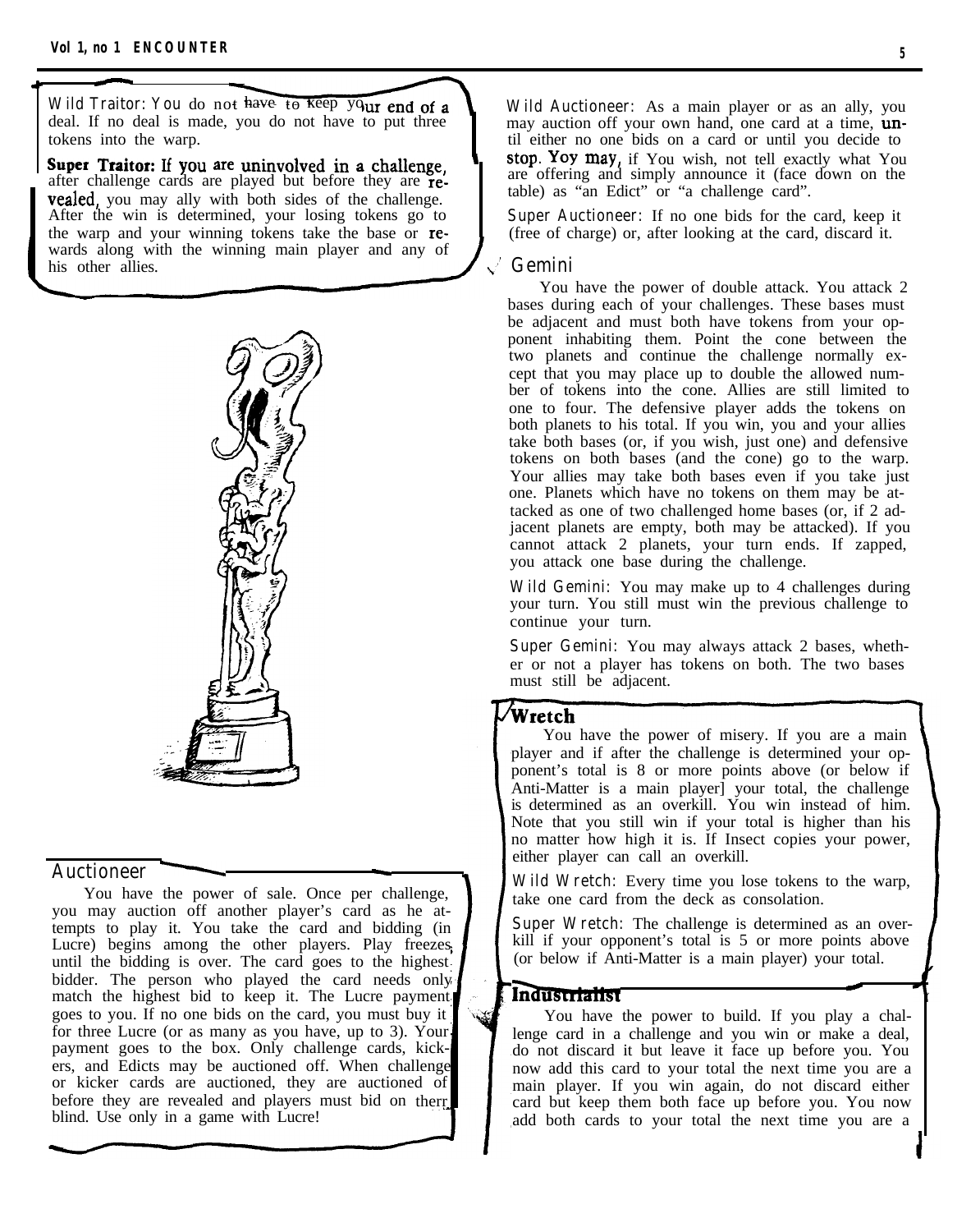Wild Traitor: You do not have to keep your end of a deal. If no deal is made, you do not have to put three tokens into the warp.

**Super Traitor: If you are uninvolved in a challenge,** after challenge cards are played but before they are revealed, you may ally with both sides of the challenge. After the win is determined, your losing tokens go to the warp and your winning tokens take the base or rewards along with the winning main player and any of his other allies.

## Auctioneer

You have the power of sale. Once per challenge, you may auction off another player's card as he attempts to play it. You take the card and bidding (in Lucre) begins among the other players. Play freezes until the bidding is over. The card goes to the highest bidder. The person who played the card needs only match the highest bid to keep it. The Lucre payment goes to you. If no one bids on the card, you must buy it for three Lucre (or as many as you have, up to 3). Your payment goes to the box. Only challenge cards, kickers, and Edicts may be auctioned off. When challenge or kicker cards are auctioned, they are auctioned of before they are revealed and players must bid on them blind. Use only in a game with Lucre!

Wild Auctioneer: As a main player or as an ally, you may auction off your own hand, one card at a time, until either no one bids on a card or until you decide to stop. Yoy may, if You wish, not tell exactly what You are offering and simply announce it (face down on the table) as "an Edict" or "a challenge card".

Super Auctioneer: If no one bids for the card, keep it (free of charge) or, after looking at the card, discard it.

## Gemini

You have the power of double attack. You attack 2 bases during each of your challenges. These bases must be adjacent and must both have tokens from your opponent inhabiting them. Point the cone between the two planets and continue the challenge normally except that you may place up to double the allowed number of tokens into the cone. Allies are still limited to one to four. The defensive player adds the tokens on both planets to his total. If you win, you and your allies take both bases (or, if you wish, just one) and defensive tokens on both bases (and the cone) go to the warp. Your allies may take both bases even if you take just one. Planets which have no tokens on them may be attacked as one of two challenged home bases (or, if 2 adjacent planets are empty, both may be attacked). If you cannot attack 2 planets, your turn ends. If zapped, you attack one base during the challenge.

Wild Gemini: You may make up to 4 challenges during your turn. You still must win the previous challenge to continue your turn.

Super Gemini: You may always attack 2 bases, whether or not a player has tokens on both. The two bases must still be adjacent.

## Wretch

You have the power of misery. If you are a main player and if after the challenge is determined your opponent's total is 8 or more points above (or below if Anti-Matter is a main player] your total, the challenge is determined as an overkill. You win instead of him. Note that you still win if your total is higher than his no matter how high it is. If Insect copies your power, either player can call an overkill.

Wild Wretch: Every time you lose tokens to the warp, take one card from the deck as consolation.

Super Wretch: The challenge is determined as an overkill if your opponent's total is 5 or more points above (or below if Anti-Matter is a main player) your total.

## Industrialist

You have the power to build. If you play a challenge card in a challenge and you win or make a deal, do not discard it but leave it face up before you. You now add this card to your total the next time you are a main player. If you win again, do not discard either card but keep them both face up before you. You now add both cards to your total the next time you are a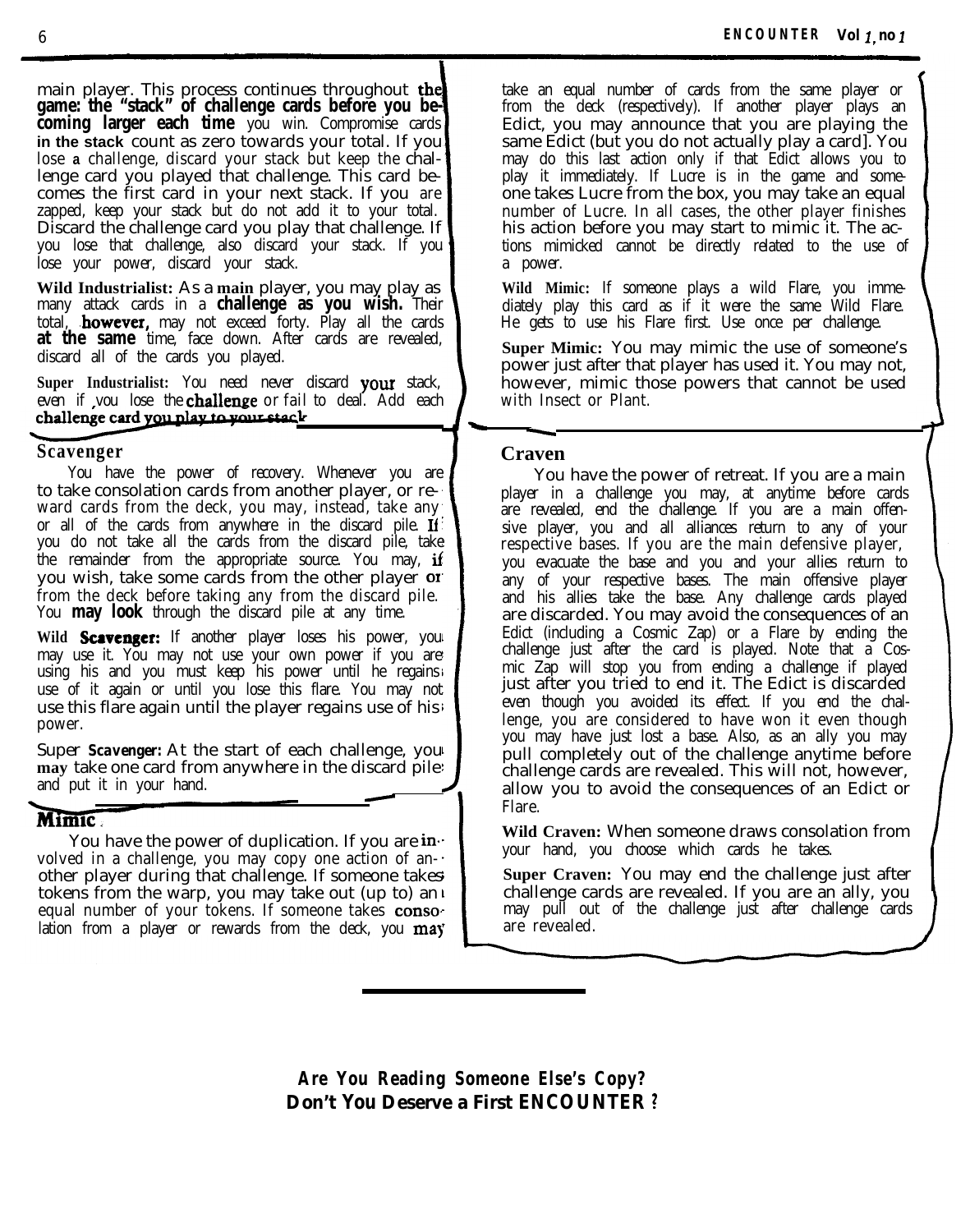main player. This process continues throughout the game: the "stack" of challenge cards before you becoming larger each time you win. Compromise cards in the stack count as zero towards your total. If you lose a challenge, discard your stack but keep the challenge card you played that challenge. This card becomes the first card in your next stack. If you are zapped, keep your stack but do not add it to your total. Discard the challenge card you play that challenge. If you lose that challenge, also discard your stack. If you lose your power, discard your stack.

**Wild Industrialist:** As a main player, you may play as many attack cards in a **challenge as you wish.** Their total, **however,** may not exceed forty. Play all the cards **at the same** time, face down. After cards are revealed, discard all of the cards you played.

**Super Industrialist:** You need never discard your stack, even if you lose the challenge or fail to deal. Add each challenge card you play to your stack.

## Scavenger

You have the power of recovery. Whenever you are to take consolation cards from another player, or reward cards from the deck, you may, instead, take any or all of the cards from anywhere in the discard pile. If you do not take all the cards from the discard pile, take the remainder from the appropriate source. You may, if you wish, take some cards from the other player or from the deck before taking any from the discard pile. You **may look** through the discard pile at any time.

**Wild Scavenger:** If another player loses his power, you may use it. You may not use your own power if you are using his and you must keep his power until he regains use of it again or until you lose this flare. You may not use this flare again until the player regains use of his power.

**Super Scavenger:** At the start of each challenge, you may take one card from anywhere in the discard pile and put it in your hand.

## Mimic

You have the power of duplication. If you are involved in a challenge, you may copy one action of another player during that challenge. If someone takes tokens from the warp, you may take out (up to) an equal number of your tokens. If someone takes consolation from a player or rewards from the deck, you may take an equal number of cards from the same player or from the deck (respectively). If another player plays an Edict, you may announce that you are playing the same Edict (but you do not actually play a card]. You may do this last action only if that Edict allows you to play it immediately. If Lucre is in the game and someone takes Lucre from the box, you may take an equal number of Lucre. In all cases, the other player finishes his action before you may start to mimic it. The actions mimicked cannot be directly related to the use of a power.

**Wild Mimic:** If someone plays a wild Flare, you immediately play this card as if it were the same Wild Flare. He gets to use his Flare first. Use once per challenge.

**Super Mimic:** You may mimic the use of someone's power just after that player has used it. You may not, however, mimic those powers that cannot be used with Insect or Plant.

## Craven

You have the power of retreat. If you are a main player in a challenge you may, at anytime before cards are revealed, end the challenge. If you are a main offensive player, you and all alliances return to any of your respective bases. If you are the main defensive player, you evacuate the base and you and your allies return to any of your respective bases. The main offensive player and his allies take the base. Any challenge cards played are discarded. You may avoid the consequences of an Edict (including a Cosmic Zap) or a Flare by ending the challenge just after the card is played. Note that a Cosmic Zap will stop you from ending a challenge if played just after you tried to end it. The Edict is discarded even though you avoided its effect. If you end the challenge, you are considered to have won it even though you may have just lost a base. Also, as an ally you may pull completely out of the challenge anytime before challenge cards are revealed. This will not, however, allow you to avoid the consequences of an Edict or Flare.

**Wild Craven:** When someone draws consolation from your hand, you choose which cards he takes.

**Super Craven:** You may end the challenge just after challenge cards are revealed. If you are an ally, you may pull out of the challenge just after challenge cards are revealed.

---

**Are You Reading Someone Else's Copy?**
**Don't You Deserve a First ENCOUNTER?**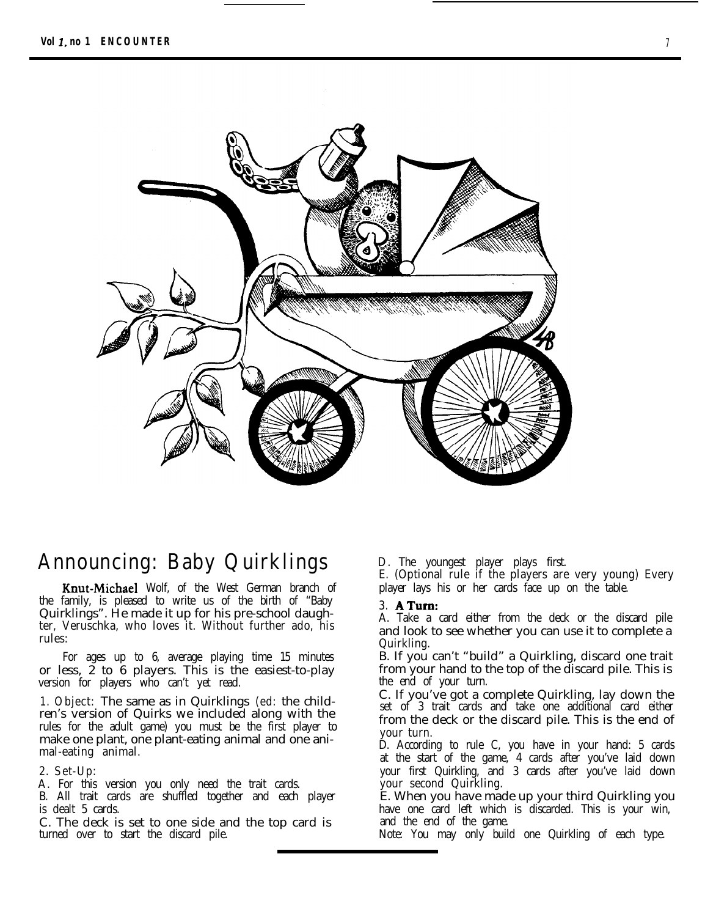# Announcing: Baby Quirklings

**Knut-Michael** Wolf, of the West German branch of the family, is pleased to write us of the birth of "Baby Quirklings". He made it up for his pre-school daughter, Veruschka, who loves it. Without further ado, his rules:

For ages up to 6, average playing time 15 minutes or less, 2 to 6 players. This is the easiest-to-play version for players who can't yet read.

1. *Object:* The same as in Quirklings (*ed:* the children's version of Quirks we included along with the rules for the adult game) you must be the first player to make one plant, one plant-eating animal and one animal-eating animal.

2. *Set-Up:*

A. For this version you only need the trait cards.
B. All trait cards are shuffled together and each player is dealt 5 cards.
C. The deck is set to one side and the top card is turned over to start the discard pile.
D. The youngest player plays first.
E. (Optional rule if the players are very young) Every player lays his or her cards face up on the table.

3. **A Turn:**

A. Take a card either from the deck or the discard pile and look to see whether you can use it to complete a Quirkling.
B. If you can't "build" a Quirkling, discard one trait from your hand to the top of the discard pile. This is the end of your turn.
C. If you've got a complete Quirkling, lay down the set of 3 trait cards and take one additional card either from the deck or the discard pile. This is the end of your turn.
D. According to rule C, you have in your hand: 5 cards at the start of the game, 4 cards after you've laid down your first Quirkling, and 3 cards after you've laid down your second Quirkling.
E. When you have made up your third Quirkling you have one card left which is discarded. This is your win, and the end of the game.

Note: You may only build one Quirkling of each type.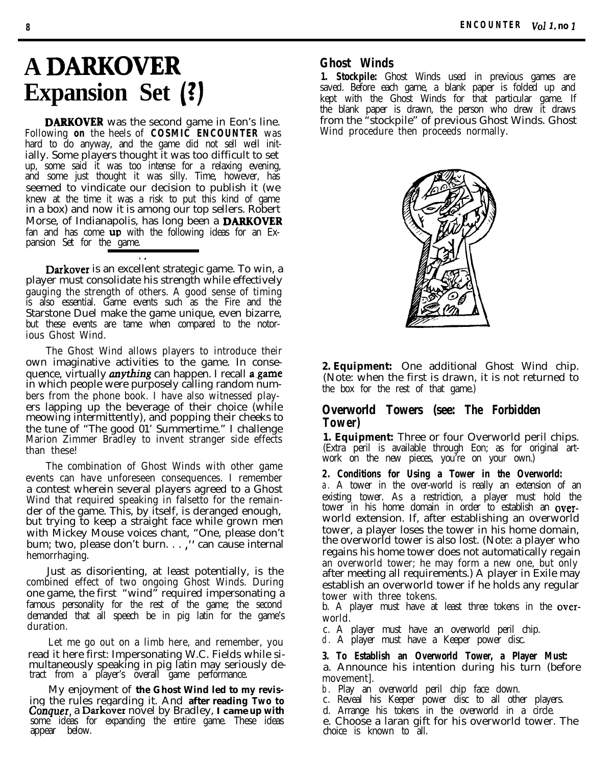# A DARKOVER Expansion Set (?)

**DARKOVER** was the second game in Eon's line. Following **on** the heels of **COSMIC ENCOUNTER** was hard to do anyway, and the game did not sell well initially. Some players thought it was too difficult to set up, some said it was too intense for a relaxing evening, and some just thought it was silly. Time, however, has seemed to vindicate our decision to publish it (we knew at the time it was a risk to put this kind of game in a box) and now it is among our top sellers. Robert Morse, of Indianapolis, has long been a **DARKOVER** fan and has come **up** with the following ideas for an Expansion Set for the game.

Darkover is an excellent strategic game. To win, a player must consolidate his strength while effectively gauging the strength of others. A good sense of timing is also essential. Game events such as the Fire and the Starstone Duel make the game unique, even bizarre, but these events are tame when compared to the notorious Ghost Wind.

The Ghost Wind allows players to introduce their own imaginative activities to the game. In consequence, virtually *anything* can happen. I recall a game in which people were purposely calling random numbers from the phone book. I have also witnessed players lapping up the beverage of their choice (while meowing intermittently), and popping their cheeks to the tune of "The good 01' Summertime." I challenge Marion Zimmer Bradley to invent stranger side effects than these!

The combination of Ghost Winds with other game events can have unforeseen consequences. I remember a contest wherein several players agreed to a Ghost Wind that required speaking in falsetto for the remainder of the game. This, by itself, is deranged enough, but trying to keep a straight face while grown men with Mickey Mouse voices chant, "One, please don't bum; two, please don't burn. . . ,'' can cause internal hemorrhaging.

Just as disorienting, at least potentially, is the combined effect of two ongoing Ghost Winds. During one game, the first "wind" required impersonating a famous personality for the rest of the game; the second demanded that all speech be in pig latin for the game's duration.

Let me go out on a limb here, and remember, you read it here first: Impersonating W.C. Fields while simultaneously speaking in pig latin may seriously detract from a player's overall game performance.

My enjoyment of **the Ghost Wind led to my revising** the rules regarding it. And **after reading Two to** *Conquer*, a Darkover novel by Bradley, **I came up with** some ideas for expanding the entire game. These ideas appear below.

## Ghost Winds

**1. Stockpile:** Ghost Winds used in previous games are saved. Before each game, a blank paper is folded up and kept with the Ghost Winds for that particular game. If the blank paper is drawn, the person who drew it draws from the "stockpile" of previous Ghost Winds. Ghost Wind procedure then proceeds normally.

**2. Equipment:** One additional Ghost Wind chip. (Note: when the first is drawn, it is not returned to the box for the rest of that game.)

## Overworld Towers (see: The Forbidden Tower)

**1. Equipment:** Three or four Overworld peril chips. (Extra peril is available through Eon; as for original artwork on the new pieces, you're on your own.)

**2. Conditions for Using a Tower in the Overworld:**

a. A tower in the over-world is really an extension of an existing tower. As a restriction, a player must hold the tower in his home domain in order to establish an overworld extension. If, after establishing an overworld tower, a player loses the tower in his home domain, the overworld tower is also lost. (Note: a player who regains his home tower does not automatically regain an overworld tower; he may form a new one, but only after meeting all requirements.) A player in Exile may establish an overworld tower if he holds any regular tower with three tokens.

b. A player must have at least three tokens in the overworld.

c. A player must have an overworld peril chip.

d. A player must have a Keeper power disc.

**3. To Establish an Overworld Tower, a Player Must:**

a. Announce his intention during his turn (before movement].

b. Play an overworld peril chip face down.

c. Reveal his Keeper power disc to all other players.

d. Arrange his tokens in the overworld in a circle.

e. Choose a laran gift for his overworld tower. The choice is known to all.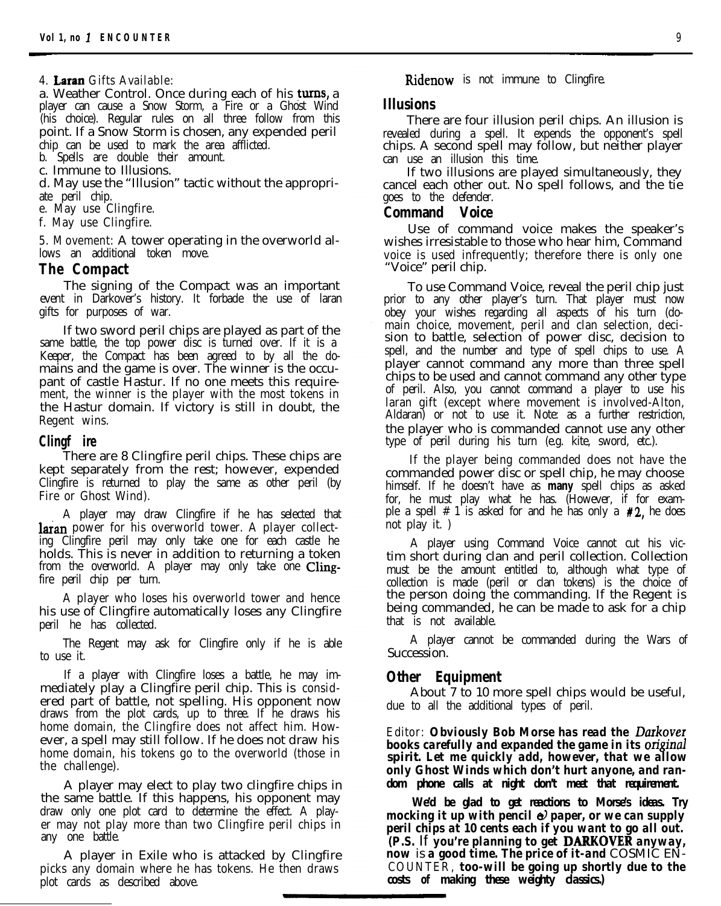4. **Laran** Gifts Available:

a. Weather Control. Once during each of his turns, a player can cause a Snow Storm, a Fire or a Ghost Wind (his choice). Regular rules on all three follow from this point. If a Snow Storm is chosen, any expended peril chip can be used to mark the area afflicted.

b. Spells are double their amount.

c. Immune to Illusions.

d. May use the "Illusion" tactic without the appropriate peril chip.

e. May use Clingfire.

f. May use Clingfire.

5. Movement: A tower operating in the overworld allows an additional token move.

## The Compact

The signing of the Compact was an important event in Darkover's history. It forbade the use of laran gifts for purposes of war.

If two sword peril chips are played as part of the same battle, the top power disc is turned over. If it is a Keeper, the Compact has been agreed to by all the domains and the game is over. The winner is the occupant of castle Hastur. If no one meets this requirement, the winner is the player with the most tokens in the Hastur domain. If victory is still in doubt, the Regent wins.

## Clingfire

There are 8 Clingfire peril chips. These chips are kept separately from the rest; however, expended Clingfire is returned to play the same as other peril (by Fire or Ghost Wind).

A player may draw Clingfire if he has selected that **laran** power for his overworld tower. A player collecting Clingfire peril may only take one for each castle he holds. This is never in addition to returning a token from the overworld. A player may only take one Clingfire peril chip per turn.

A player who loses his overworld tower and hence his use of Clingfire automatically loses any Clingfire peril he has collected.

The Regent may ask for Clingfire only if he is able to use it.

If a player with Clingfire loses a battle, he may immediately play a Clingfire peril chip. This is considered part of battle, not spelling. His opponent now draws from the plot cards, up to three. If he draws his home domain, the Clingfire does not affect him. However, a spell may still follow. If he does not draw his home domain, his tokens go to the overworld (those in the challenge).

A player may elect to play two clingfire chips in the same battle. If this happens, his opponent may draw only one plot card to determine the effect. A player may not play more than two Clingfire peril chips in any one battle.

A player in Exile who is attacked by Clingfire picks any domain where he has tokens. He then draws plot cards as described above.

Ridenow is not immune to Clingfire.

## Illusions

There are four illusion peril chips. An illusion is revealed during a spell. It expends the opponent's spell chips. A second spell may follow, but neither player can use an illusion this time.

If two illusions are played simultaneously, they cancel each other out. No spell follows, and the tie goes to the defender.

## Command Voice

Use of command voice makes the speaker's wishes irresistable to those who hear him, Command voice is used infrequently; therefore there is only one "Voice" peril chip.

To use Command Voice, reveal the peril chip just prior to any other player's turn. That player must now obey your wishes regarding all aspects of his turn (domain choice, movement, peril and clan selection, decision to battle, selection of power disc, decision to spell, and the number and type of spell chips to use. A player cannot command any more than three spell chips to be used and cannot command any other type of peril. Also, you cannot command a player to use his laran gift (except where movement is involved-Alton, Aldaran) or not to use it. Note: as a further restriction, the player who is commanded cannot use any other type of peril during his turn (e.g. kite, sword, etc.).

If the player being commanded does not have the commanded power disc or spell chip, he may choose himself. If he doesn't have as **many** spell chips as asked for, he must play what he has. (However, if for example a spell # 1 is asked for and he has only a **#2**, he does not play it. )

A player using Command Voice cannot cut his victim short during clan and peril collection. Collection must be the amount entitled to, although what type of collection is made (peril or clan tokens) is the choice of the person doing the commanding. If the Regent is being commanded, he can be made to ask for a chip that is not available.

A player cannot be commanded during the Wars of Succession.

## Other Equipment

About 7 to 10 more spell chips would be useful, due to all the additional types of peril.

Editor: ***Obviously Bob Morse has read the Darkover books carefully and expanded the game in its original spirit. Let me quickly add, however, that we allow only Ghost Winds which don't hurt anyone, and random phone calls at night don't meet that requirement.***

***We'd be glad to get reactions to Morse's ideas. Try mocking it up with pencil & paper, or we can supply peril chips at 10 cents each if you want to go all out. (P.S. If you're planning to get DARKOVER anyway, now is a good time. The price of it-and COSMIC ENCOUNTER, too-will be going up shortly due to the costs of making these weighty classics.)***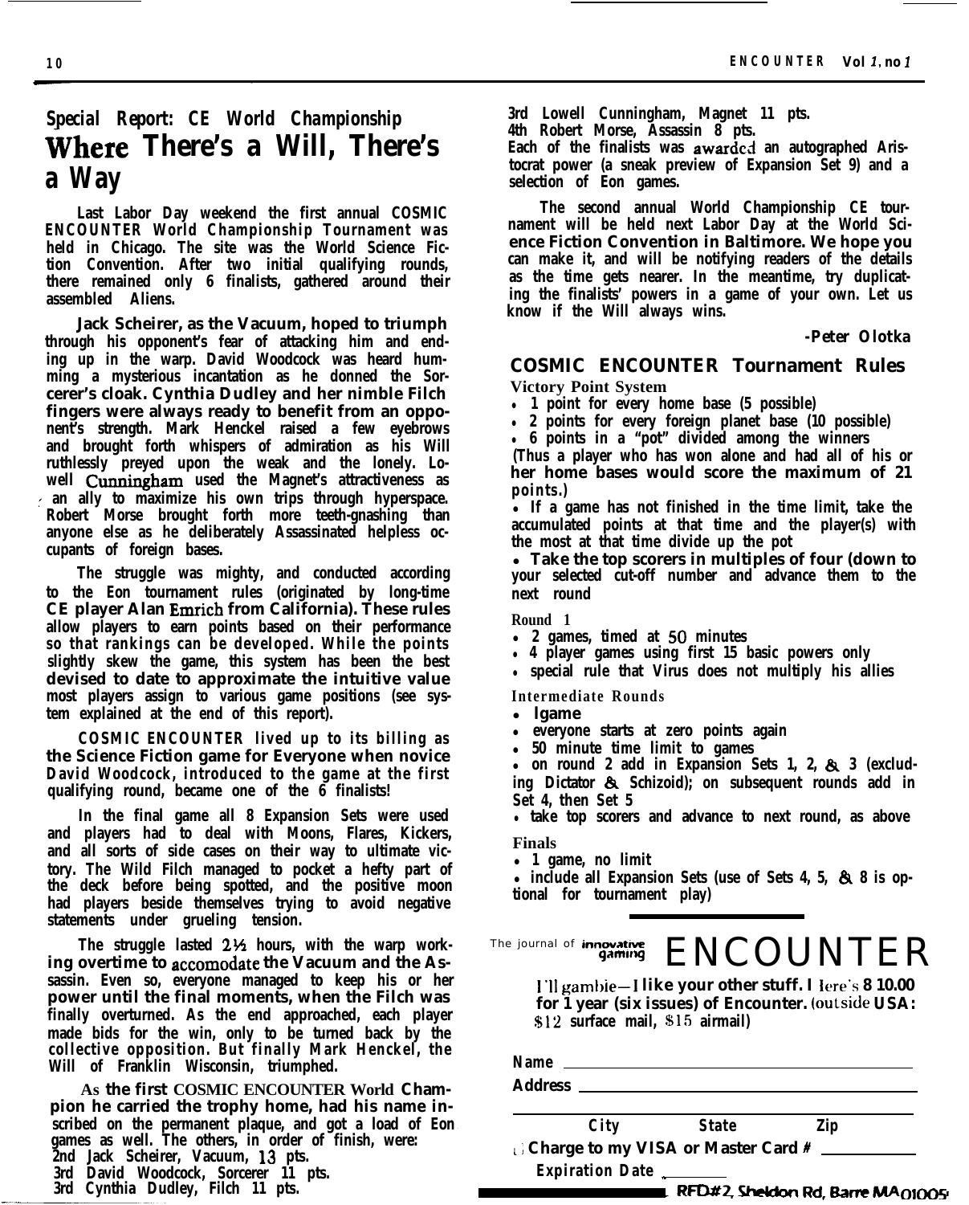## Special Report: CE World Championship

# Where There's a Will, There's a Way

**Last Labor Day weekend the first annual COSMIC ENCOUNTER World Championship Tournament was held in Chicago. The site was the World Science Fiction Convention. After two initial qualifying rounds, there remained only 6 finalists, gathered around their assembled Aliens.**

Jack Scheirer, as the Vacuum, hoped to triumph through his opponent's fear of attacking him and ending up in the warp. David Woodcock was heard humming a mysterious incantation as he donned the Sorcerer's cloak. Cynthia Dudley and her nimble Filch fingers were always ready to benefit from an opponent's strength. Mark Henckel raised a few eyebrows and brought forth whispers of admiration as his Will ruthlessly preyed upon the weak and the lonely. Lowell Cunningham used the Magnet's attractiveness as an ally to maximize his own trips through hyperspace. Robert Morse brought forth more teeth-gnashing than anyone else as he deliberately Assassinated helpless occupants of foreign bases.

The struggle was mighty, and conducted according to the Eon tournament rules (originated by long-time CE player Alan Emrich from California). These rules allow players to earn points based on their performance so that rankings can be developed. While the points slightly skew the game, this system has been the best devised to date to approximate the intuitive value most players assign to various game positions (see system explained at the end of this report).

COSMIC ENCOUNTER lived up to its billing as the Science Fiction game for Everyone when novice David Woodcock, introduced to the game at the first qualifying round, became one of the 6 finalists!

In the final game all 8 Expansion Sets were used and players had to deal with Moons, Flares, Kickers, and all sorts of side cases on their way to ultimate victory. The Wild Filch managed to pocket a hefty part of the deck before being spotted, and the positive moon had players beside themselves trying to avoid negative statements under grueling tension.

The struggle lasted 2½ hours, with the warp working overtime to accomodate the Vacuum and the Assassin. Even so, everyone managed to keep his or her power until the final moments, when the Filch was finally overturned. As the end approached, each player made bids for the win, only to be turned back by the collective opposition. But finally Mark Henckel, the Will of Franklin Wisconsin, triumphed.

As the first COSMIC ENCOUNTER World Champion he carried the trophy home, had his name inscribed on the permanent plaque, and got a load of Eon games as well. The others, in order of finish, were:

2nd Jack Scheirer, Vacuum, 13 pts.
3rd David Woodcock, Sorcerer 11 pts.
3rd Cynthia Dudley, Filch 11 pts.
3rd Lowell Cunningham, Magnet 11 pts.
4th Robert Morse, Assassin 8 pts.

Each of the finalists was awarded an autographed Aristocrat power (a sneak preview of Expansion Set 9) and a selection of Eon games.

The second annual World Championship CE tournament will be held next Labor Day at the World Science Fiction Convention in Baltimore. We hope you can make it, and will be notifying readers of the details as the time gets nearer. In the meantime, try duplicating the finalists' powers in a game of your own. Let us know if the Will always wins.

-Peter Olotka

## COSMIC ENCOUNTER Tournament Rules

**Victory Point System**

- 1 point for every home base (5 possible)
- 2 points for every foreign planet base (10 possible)
- 6 points in a "pot" divided among the winners

(Thus a player who has won alone and had all of his or her home bases would score the maximum of 21 points.)

- If a game has not finished in the time limit, take the accumulated points at that time and the player(s) with the most at that time divide up the pot
- Take the top scorers in multiples of four (down to your selected cut-off number and advance them to the next round

**Round 1**

- 2 games, timed at 50 minutes
- 4 player games using first 15 basic powers only
- special rule that Virus does not multiply his allies

**Intermediate Rounds**

- 1game
- everyone starts at zero points again
- 50 minute time limit to games
- on round 2 add in Expansion Sets 1, 2, & 3 (excluding Dictator & Schizoid); on subsequent rounds add in Set 4, then Set 5
- take top scorers and advance to next round, as above

**Finals**

- 1 game, no limit
- include all Expansion Sets (use of Sets 4, 5, & 8 is optional for tournament play)

---

The journal of innovative gaming **ENCOUNTER**

I'll gamble—I like your other stuff. Here's $10.00 for 1 year (six issues) of Encounter. (outside USA: $12 surface mail, $15 airmail)

Name ______________________

Address ______________________

City ________ State ________ Zip ________

☐ Charge to my VISA or Master Card # ____________

Expiration Date ________

RFD#2, Sheldon Rd, Barre MA 01005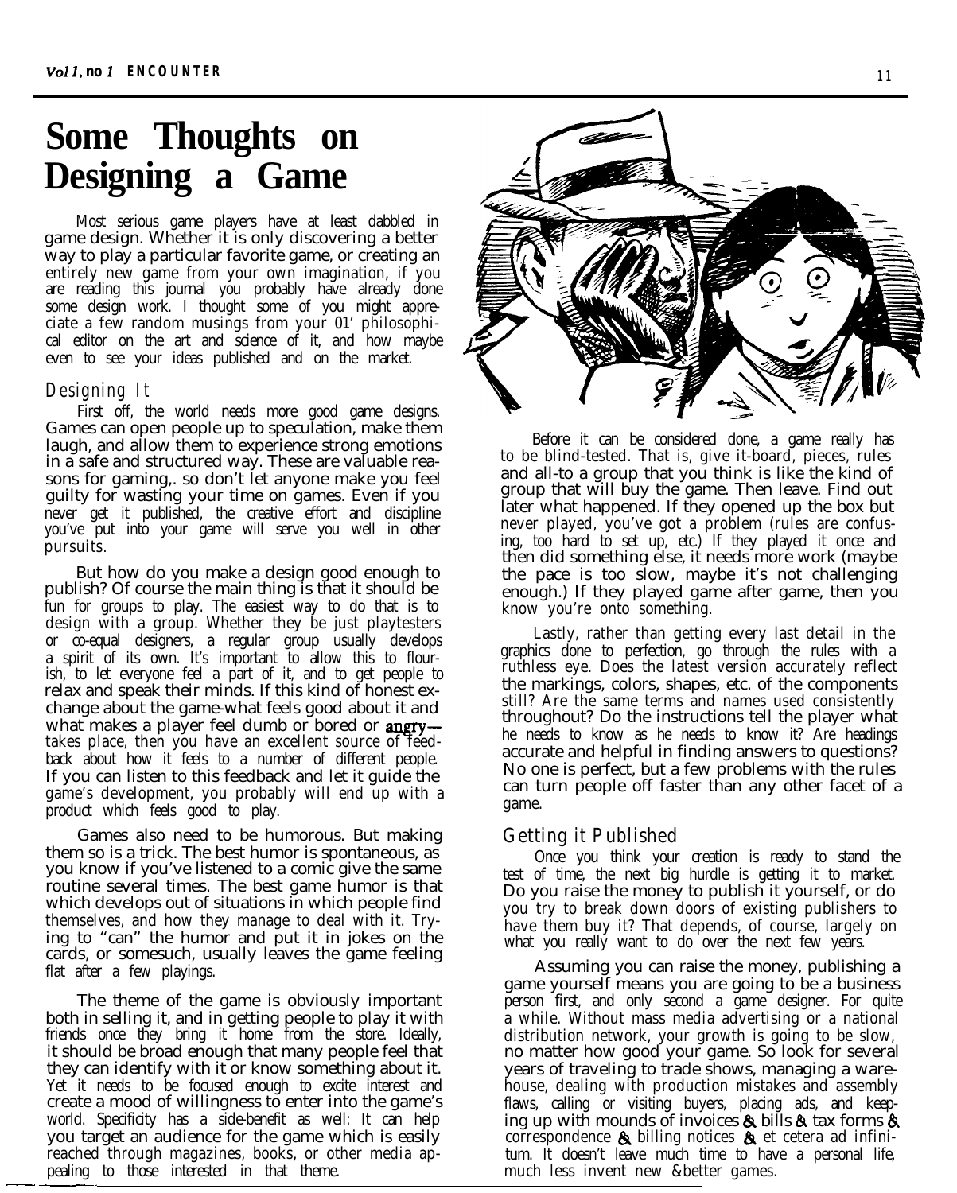# Some Thoughts on Designing a Game

Most serious game players have at least dabbled in game design. Whether it is only discovering a better way to play a particular favorite game, or creating an entirely new game from your own imagination, if you are reading this journal you probably have already done some design work. I thought some of you might appreciate a few random musings from your 01' philosophical editor on the art and science of it, and how maybe even to see your ideas published and on the market.

## *Designing It*

First off, the world needs more good game designs. Games can open people up to speculation, make them laugh, and allow them to experience strong emotions in a safe and structured way. These are valuable reasons for gaming,. so don't let anyone make you feel guilty for wasting your time on games. Even if you never get it published, the creative effort and discipline you've put into your game will serve you well in other pursuits.

But how do you make a design good enough to publish? Of course the main thing is that it should be fun for groups to play. The easiest way to do that is to design with a group. Whether they be just playtesters or co-equal designers, a regular group usually develops a spirit of its own. It's important to allow this to flourish, to let everyone feel a part of it, and to get people to relax and speak their minds. If this kind of honest exchange about the game-what feels good about it and what makes a player feel dumb or bored or angry—takes place, then you have an excellent source of feedback about how it feels to a number of different people. If you can listen to this feedback and let it guide the game's development, you probably will end up with a product which feels good to play.

Games also need to be humorous. But making them so is a trick. The best humor is spontaneous, as you know if you've listened to a comic give the same routine several times. The best game humor is that which develops out of situations in which people find themselves, and how they manage to deal with it. Trying to "can" the humor and put it in jokes on the cards, or somesuch, usually leaves the game feeling flat after a few playings.

The theme of the game is obviously important both in selling it, and in getting people to play it with friends once they bring it home from the store. Ideally, it should be broad enough that many people feel that they can identify with it or know something about it. Yet it needs to be focused enough to excite interest and create a mood of willingness to enter into the game's world. Specificity has a side-benefit as well: It can help you target an audience for the game which is easily reached through magazines, books, or other media appealing to those interested in that theme.

Before it can be considered done, a game really has to be blind-tested. That is, give it-board, pieces, rules and all-to a group that you think is like the kind of group that will buy the game. Then leave. Find out later what happened. If they opened up the box but never played, you've got a problem (rules are confusing, too hard to set up, etc.) If they played it once and then did something else, it needs more work (maybe the pace is too slow, maybe it's not challenging enough.) If they played game after game, then you know you're onto something.

Lastly, rather than getting every last detail in the graphics done to perfection, go through the rules with a ruthless eye. Does the latest version accurately reflect the markings, colors, shapes, etc. of the components still? Are the same terms and names used consistently throughout? Do the instructions tell the player what he needs to know as he needs to know it? Are headings accurate and helpful in finding answers to questions? No one is perfect, but a few problems with the rules can turn people off faster than any other facet of a game.

## *Getting it Published*

Once you think your creation is ready to stand the test of time, the next big hurdle is getting it to market. Do you raise the money to publish it yourself, or do you try to break down doors of existing publishers to have them buy it? That depends, of course, largely on what you really want to do over the next few years.

Assuming you can raise the money, publishing a game yourself means you are going to be a business person first, and only second a game designer. For quite a while. Without mass media advertising or a national distribution network, your growth is going to be slow, no matter how good your game. So look for several years of traveling to trade shows, managing a warehouse, dealing with production mistakes and assembly flaws, calling or visiting buyers, placing ads, and keeping up with mounds of invoices & bills & tax forms & correspondence & billing notices & et cetera ad infinitum. It doesn't leave much time to have a personal life, much less invent new & better games.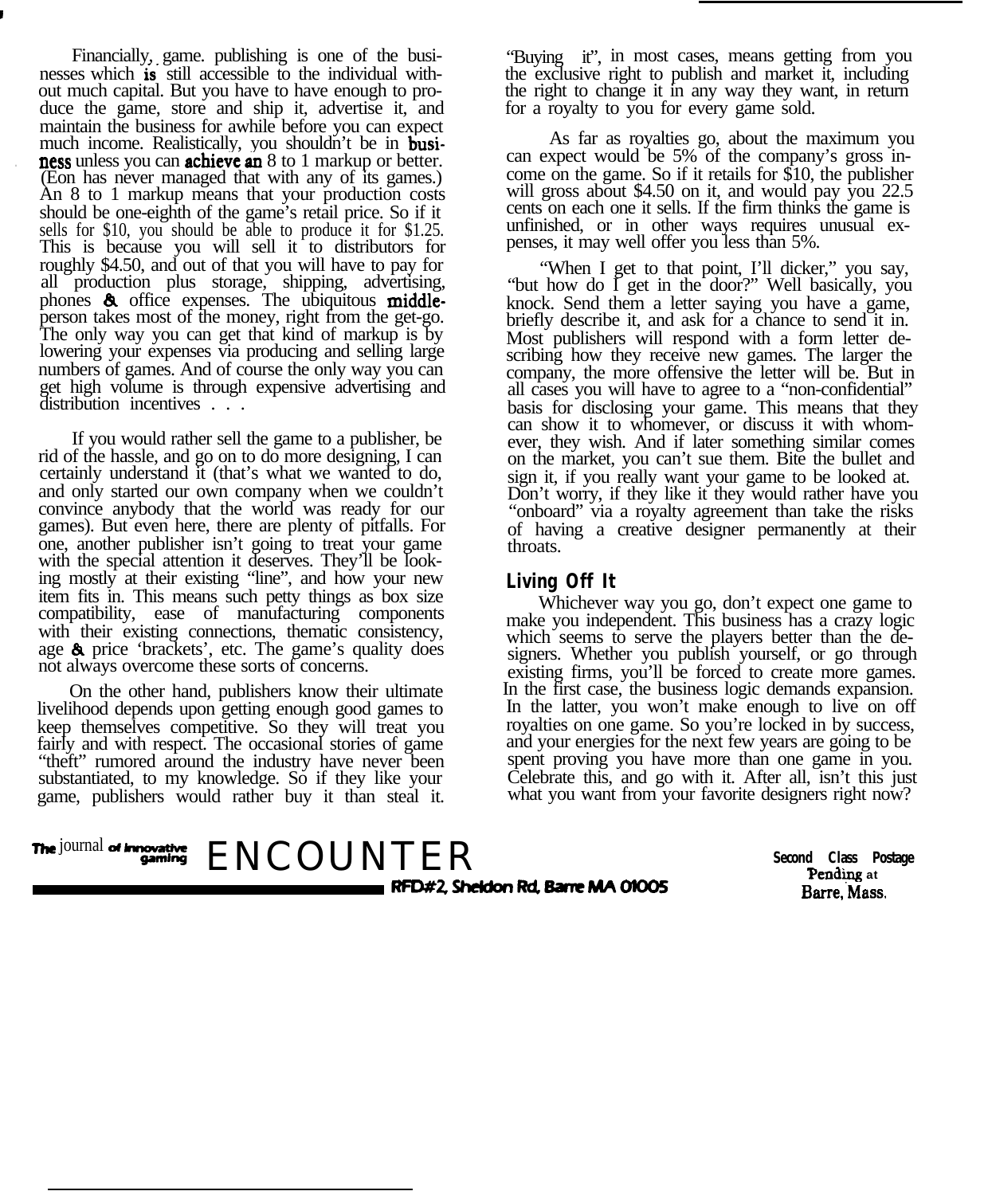Financially, game publishing is one of the businesses which is still accessible to the individual without much capital. But you have to have enough to produce the game, store and ship it, advertise it, and maintain the business for awhile before you can expect much income. Realistically, you shouldn't be in business unless you can achieve an 8 to 1 markup or better. (Eon has never managed that with any of its games.) An 8 to 1 markup means that your production costs should be one-eighth of the game's retail price. So if it sells for $10, you should be able to produce it for $1.25. This is because you will sell it to distributors for roughly $4.50, and out of that you will have to pay for all production plus storage, shipping, advertising, phones & office expenses. The ubiquitous middle-person takes most of the money, right from the get-go. The only way you can get that kind of markup is by lowering your expenses via producing and selling large numbers of games. And of course the only way you can get high volume is through expensive advertising and distribution incentives . . .

If you would rather sell the game to a publisher, be rid of the hassle, and go on to do more designing, I can certainly understand it (that's what we wanted to do, and only started our own company when we couldn't convince anybody that the world was ready for our games). But even here, there are plenty of pitfalls. For one, another publisher isn't going to treat your game with the special attention it deserves. They'll be looking mostly at their existing "line", and how your new item fits in. This means such petty things as box size compatibility, ease of manufacturing components with their existing connections, thematic consistency, age & price 'brackets', etc. The game's quality does not always overcome these sorts of concerns.

On the other hand, publishers know their ultimate livelihood depends upon getting enough good games to keep themselves competitive. So they will treat you fairly and with respect. The occasional stories of game "theft" rumored around the industry have never been substantiated, to my knowledge. So if they like your game, publishers would rather buy it than steal it. "Buying it", in most cases, means getting from you the exclusive right to publish and market it, including the right to change it in any way they want, in return for a royalty to you for every game sold.

As far as royalties go, about the maximum you can expect would be 5% of the company's gross income on the game. So if it retails for $10, the publisher will gross about $4.50 on it, and would pay you 22.5 cents on each one it sells. If the firm thinks the game is unfinished, or in other ways requires unusual expenses, it may well offer you less than 5%.

"When I get to that point, I'll dicker," you say, "but how do I get in the door?" Well basically, you knock. Send them a letter saying you have a game, briefly describe it, and ask for a chance to send it in. Most publishers will respond with a form letter describing how they receive new games. The larger the company, the more offensive the letter will be. But in all cases you will have to agree to a "non-confidential" basis for disclosing your game. This means that they can show it to whomever, or discuss it with whomever, they wish. And if later something similar comes on the market, you can't sue them. Bite the bullet and sign it, if you really want your game to be looked at. Don't worry, if they like it they would rather have you "onboard" via a royalty agreement than take the risks of having a creative designer permanently at their throats.

## Living Off It

Whichever way you go, don't expect one game to make you independent. This business has a crazy logic which seems to serve the players better than the designers. Whether you publish yourself, or go through existing firms, you'll be forced to create more games. In the first case, the business logic demands expansion. In the latter, you won't make enough to live on off royalties on one game. So you're locked in by success, and your energies for the next few years are going to be spent proving you have more than one game in you. Celebrate this, and go with it. After all, isn't this just what you want from your favorite designers right now?

The journal of innovative gaming **ENCOUNTER**

RFD#2, Sheldon Rd, Barre MA 01005

Second Class Postage Pending at Barre, Mass.